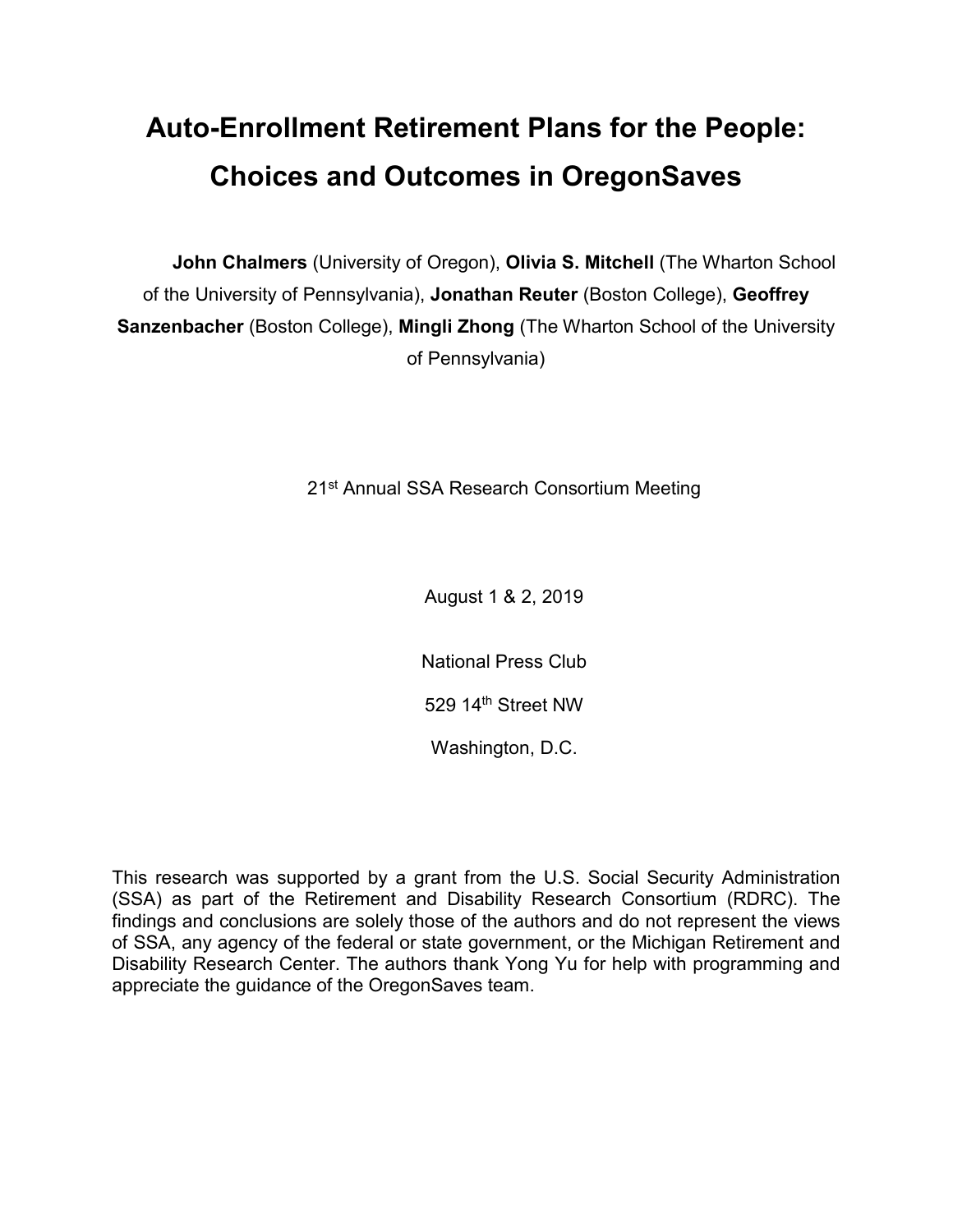# Auto-Enrollment Retirement Plans for the People: Choices and Outcomes in OregonSaves

**John Chalmers** (University of Oregon), **Olivia S. Mitchell** (The Wharton School of the University of Pennsylvania), **Jonathan Reuter** (Boston College), **Geoffrey Sanzenbacher** (Boston College), **Mingli Zhong** (The Wharton School of the University of Pennsylvania)

21st Annual SSA Research Consortium Meeting

August 1 & 2, 2019

National Press Club

529 14th Street NW

Washington, D.C.

This research was supported by a grant from the U.S. Social Security Administration (SSA) as part of the Retirement and Disability Research Consortium (RDRC). The findings and conclusions are solely those of the authors and do not represent the views of SSA, any agency of the federal or state government, or the Michigan Retirement and Disability Research Center. The authors thank Yong Yu for help with programming and appreciate the guidance of the OregonSaves team.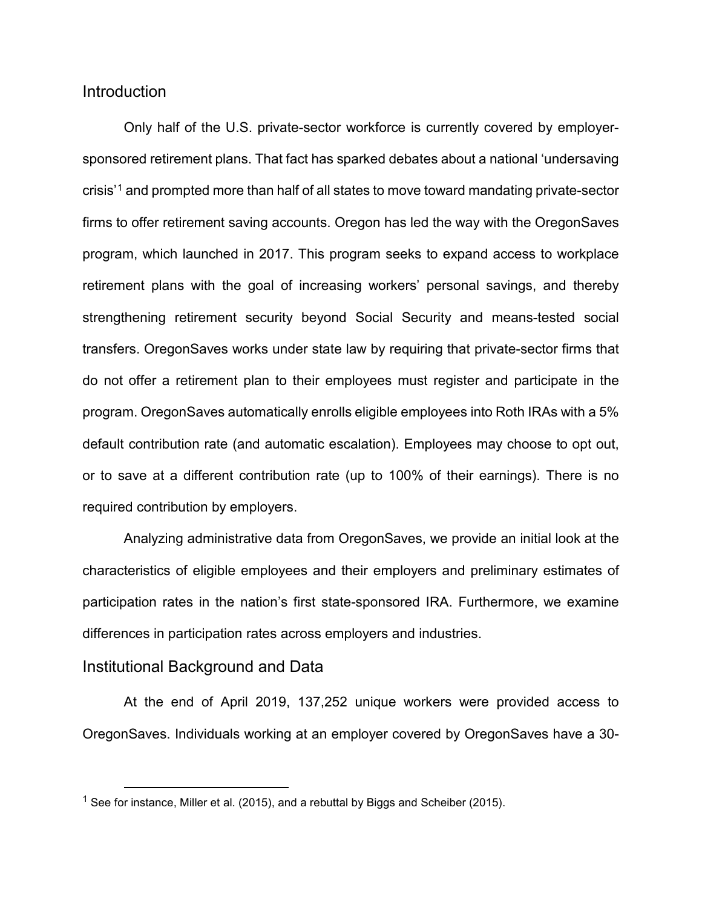## Introduction

Only half of the U.S. private-sector workforce is currently covered by employer-sponsored retirement plans. That fact has sparked debates about a national 'undersaving crisis'[1] and prompted more than half of all states to move toward mandating private-sector firms to offer retirement saving accounts. Oregon has led the way with the OregonSaves program, which launched in 2017. This program seeks to expand access to workplace retirement plans with the goal of increasing workers' personal savings, and thereby strengthening retirement security beyond Social Security and means-tested social transfers. OregonSaves works under state law by requiring that private-sector firms that do not offer a retirement plan to their employees must register and participate in the program. OregonSaves automatically enrolls eligible employees into Roth IRAs with a 5% default contribution rate (and automatic escalation). Employees may choose to opt out, or to save at a different contribution rate (up to 100% of their earnings). There is no required contribution by employers.

Analyzing administrative data from OregonSaves, we provide an initial look at the characteristics of eligible employees and their employers and preliminary estimates of participation rates in the nation's first state-sponsored IRA. Furthermore, we examine differences in participation rates across employers and industries.

## Institutional Background and Data

At the end of April 2019, 137,252 unique workers were provided access to OregonSaves. Individuals working at an employer covered by OregonSaves have a 30-

[1] See for instance, Miller et al. (2015), and a rebuttal by Biggs and Scheiber (2015).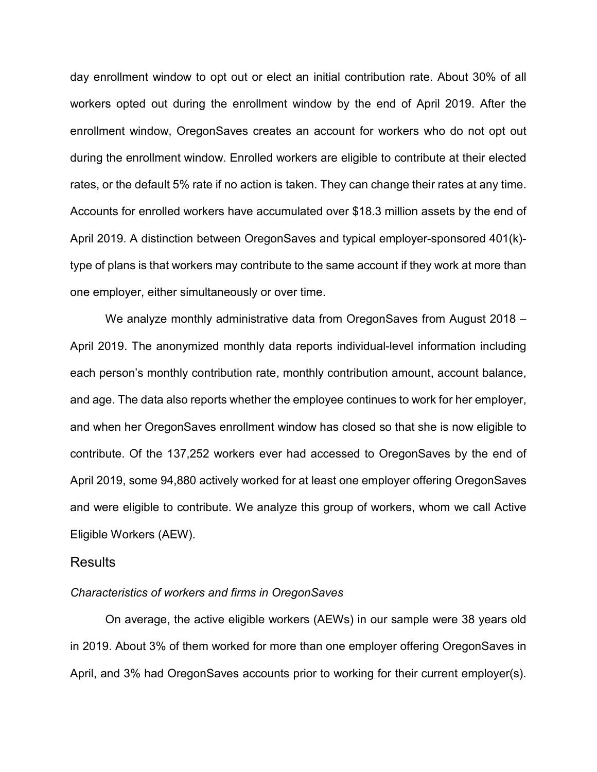day enrollment window to opt out or elect an initial contribution rate. About 30% of all workers opted out during the enrollment window by the end of April 2019. After the enrollment window, OregonSaves creates an account for workers who do not opt out during the enrollment window. Enrolled workers are eligible to contribute at their elected rates, or the default 5% rate if no action is taken. They can change their rates at any time. Accounts for enrolled workers have accumulated over $18.3 million assets by the end of April 2019. A distinction between OregonSaves and typical employer-sponsored 401(k)-type of plans is that workers may contribute to the same account if they work at more than one employer, either simultaneously or over time.

We analyze monthly administrative data from OregonSaves from August 2018 – April 2019. The anonymized monthly data reports individual-level information including each person's monthly contribution rate, monthly contribution amount, account balance, and age. The data also reports whether the employee continues to work for her employer, and when her OregonSaves enrollment window has closed so that she is now eligible to contribute. Of the 137,252 workers ever had accessed to OregonSaves by the end of April 2019, some 94,880 actively worked for at least one employer offering OregonSaves and were eligible to contribute. We analyze this group of workers, whom we call Active Eligible Workers (AEW).

## Results

### *Characteristics of workers and firms in OregonSaves*

On average, the active eligible workers (AEWs) in our sample were 38 years old in 2019. About 3% of them worked for more than one employer offering OregonSaves in April, and 3% had OregonSaves accounts prior to working for their current employer(s).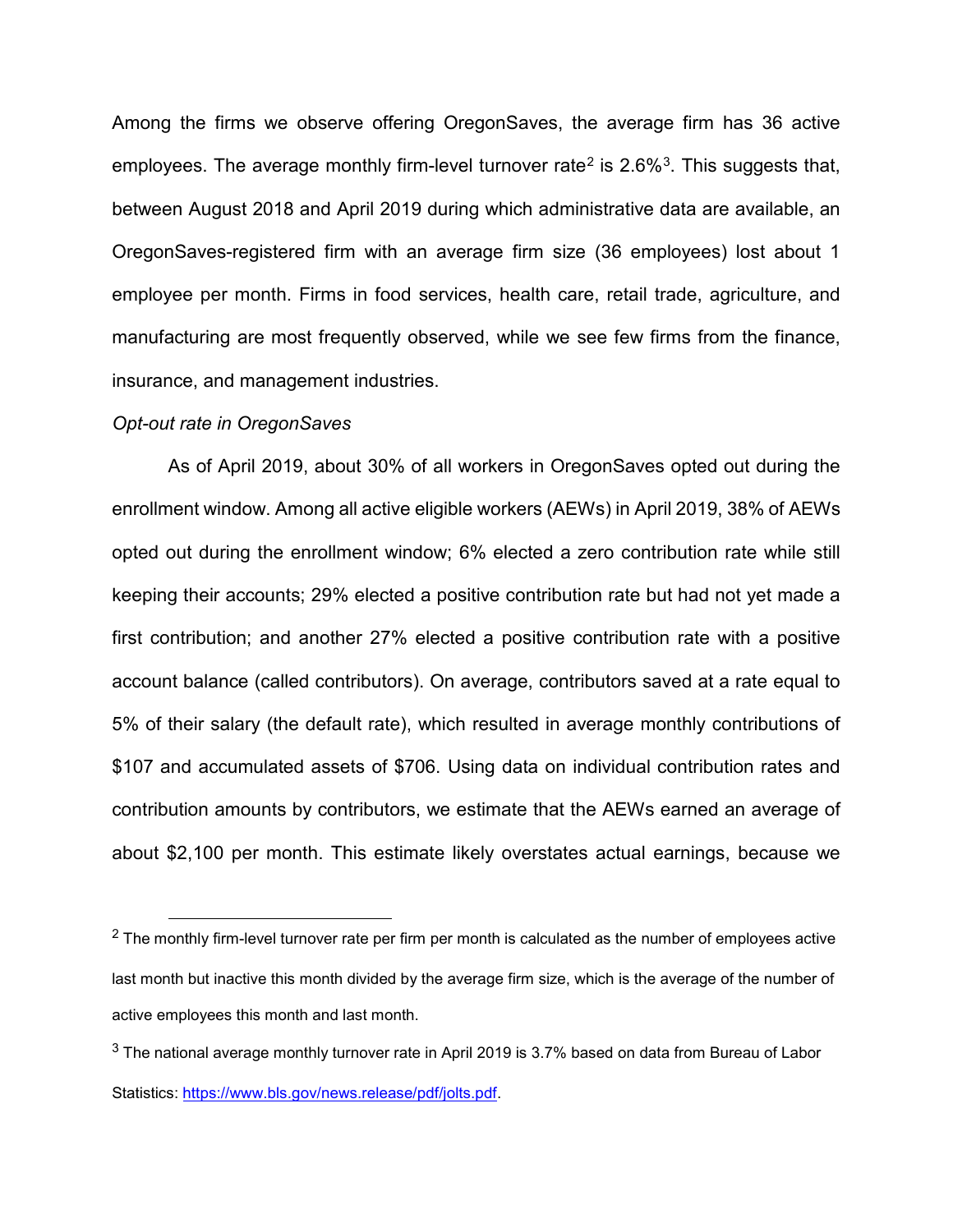Among the firms we observe offering OregonSaves, the average firm has 36 active employees. The average monthly firm-level turnover rate[2] is 2.6%[3]. This suggests that, between August 2018 and April 2019 during which administrative data are available, an OregonSaves-registered firm with an average firm size (36 employees) lost about 1 employee per month. Firms in food services, health care, retail trade, agriculture, and manufacturing are most frequently observed, while we see few firms from the finance, insurance, and management industries.

*Opt-out rate in OregonSaves*

As of April 2019, about 30% of all workers in OregonSaves opted out during the enrollment window. Among all active eligible workers (AEWs) in April 2019, 38% of AEWs opted out during the enrollment window; 6% elected a zero contribution rate while still keeping their accounts; 29% elected a positive contribution rate but had not yet made a first contribution; and another 27% elected a positive contribution rate with a positive account balance (called contributors). On average, contributors saved at a rate equal to 5% of their salary (the default rate), which resulted in average monthly contributions of $107 and accumulated assets of $706. Using data on individual contribution rates and contribution amounts by contributors, we estimate that the AEWs earned an average of about $2,100 per month. This estimate likely overstates actual earnings, because we

---

[2] The monthly firm-level turnover rate per firm per month is calculated as the number of employees active last month but inactive this month divided by the average firm size, which is the average of the number of active employees this month and last month.

[3] The national average monthly turnover rate in April 2019 is 3.7% based on data from Bureau of Labor Statistics: https://www.bls.gov/news.release/pdf/jolts.pdf.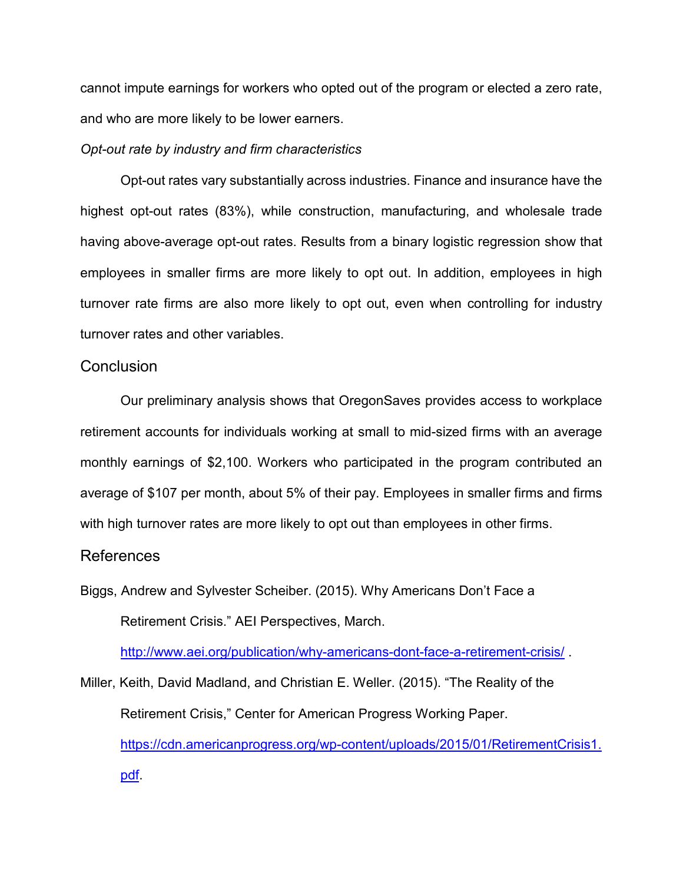cannot impute earnings for workers who opted out of the program or elected a zero rate, and who are more likely to be lower earners.

*Opt-out rate by industry and firm characteristics*

Opt-out rates vary substantially across industries. Finance and insurance have the highest opt-out rates (83%), while construction, manufacturing, and wholesale trade having above-average opt-out rates. Results from a binary logistic regression show that employees in smaller firms are more likely to opt out. In addition, employees in high turnover rate firms are also more likely to opt out, even when controlling for industry turnover rates and other variables.

## Conclusion

Our preliminary analysis shows that OregonSaves provides access to workplace retirement accounts for individuals working at small to mid-sized firms with an average monthly earnings of $2,100. Workers who participated in the program contributed an average of $107 per month, about 5% of their pay. Employees in smaller firms and firms with high turnover rates are more likely to opt out than employees in other firms.

## References

Biggs, Andrew and Sylvester Scheiber. (2015). Why Americans Don't Face a Retirement Crisis." AEI Perspectives, March. [http://www.aei.org/publication/why-americans-dont-face-a-retirement-crisis/](http://www.aei.org/publication/why-americans-dont-face-a-retirement-crisis/) .

Miller, Keith, David Madland, and Christian E. Weller. (2015). "The Reality of the Retirement Crisis," Center for American Progress Working Paper. [https://cdn.americanprogress.org/wp-content/uploads/2015/01/RetirementCrisis1.pdf](https://cdn.americanprogress.org/wp-content/uploads/2015/01/RetirementCrisis1.pdf).